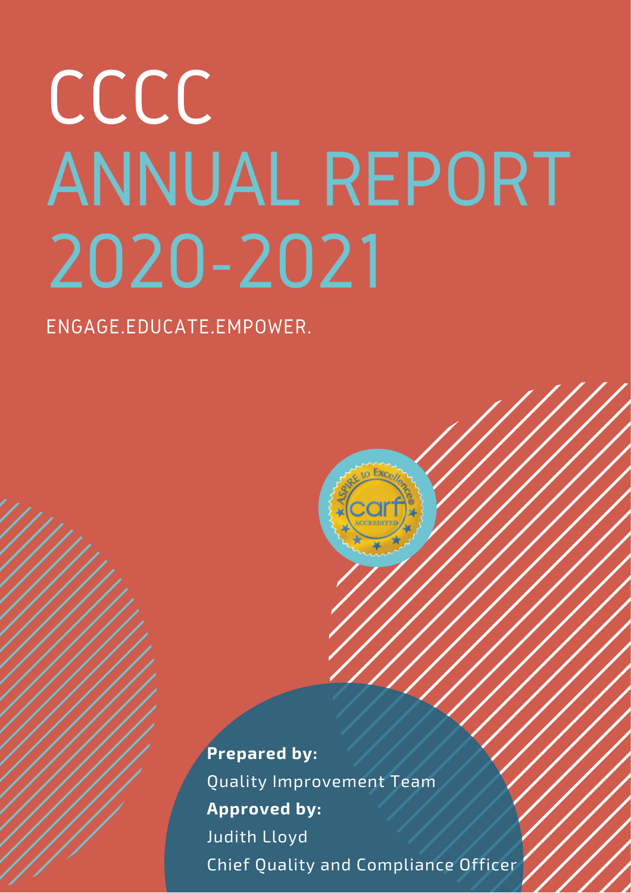# CCCC ANNUAL REPORT 2020-2021

ENGAGE.EDUCATE.EMPOWER.

**Prepared by:**
Quality Improvement Team
**Approved by:**
Judith Lloyd
Chief Quality and Compliance Officer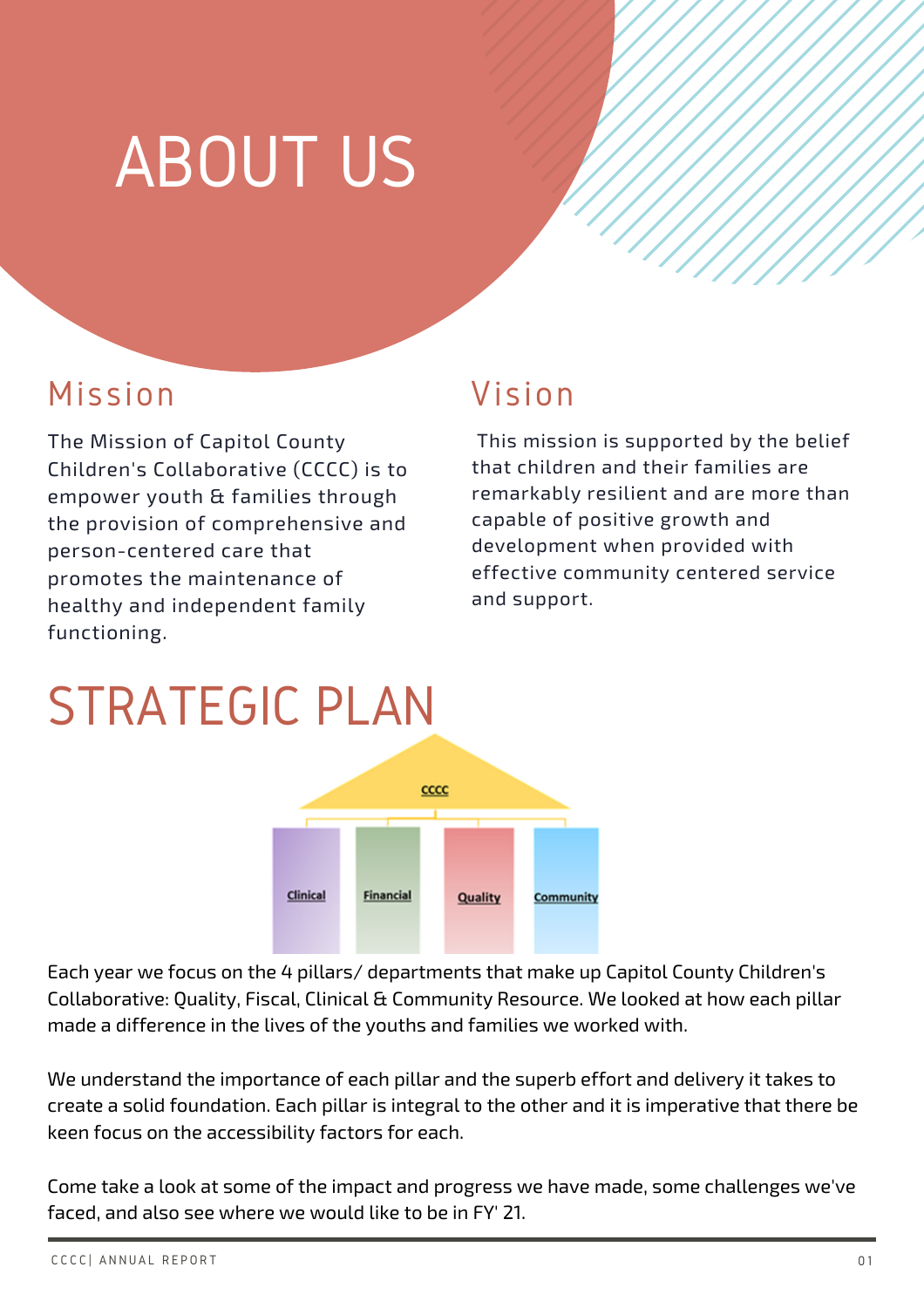# ABOUT US

## Mission

The Mission of Capitol County Children's Collaborative (CCCC) is to empower youth & families through the provision of comprehensive and person-centered care that promotes the maintenance of healthy and independent family functioning.

## Vision

This mission is supported by the belief that children and their families are remarkably resilient and are more than capable of positive growth and development when provided with effective community centered service and support.

# STRATEGIC PLAN

CCCC

Clinical | Financial | Quality | Community

Each year we focus on the 4 pillars/ departments that make up Capitol County Children's Collaborative: Quality, Fiscal, Clinical & Community Resource. We looked at how each pillar made a difference in the lives of the youths and families we worked with.

We understand the importance of each pillar and the superb effort and delivery it takes to create a solid foundation. Each pillar is integral to the other and it is imperative that there be keen focus on the accessibility factors for each.

Come take a look at some of the impact and progress we have made, some challenges we've faced, and also see where we would like to be in FY' 21.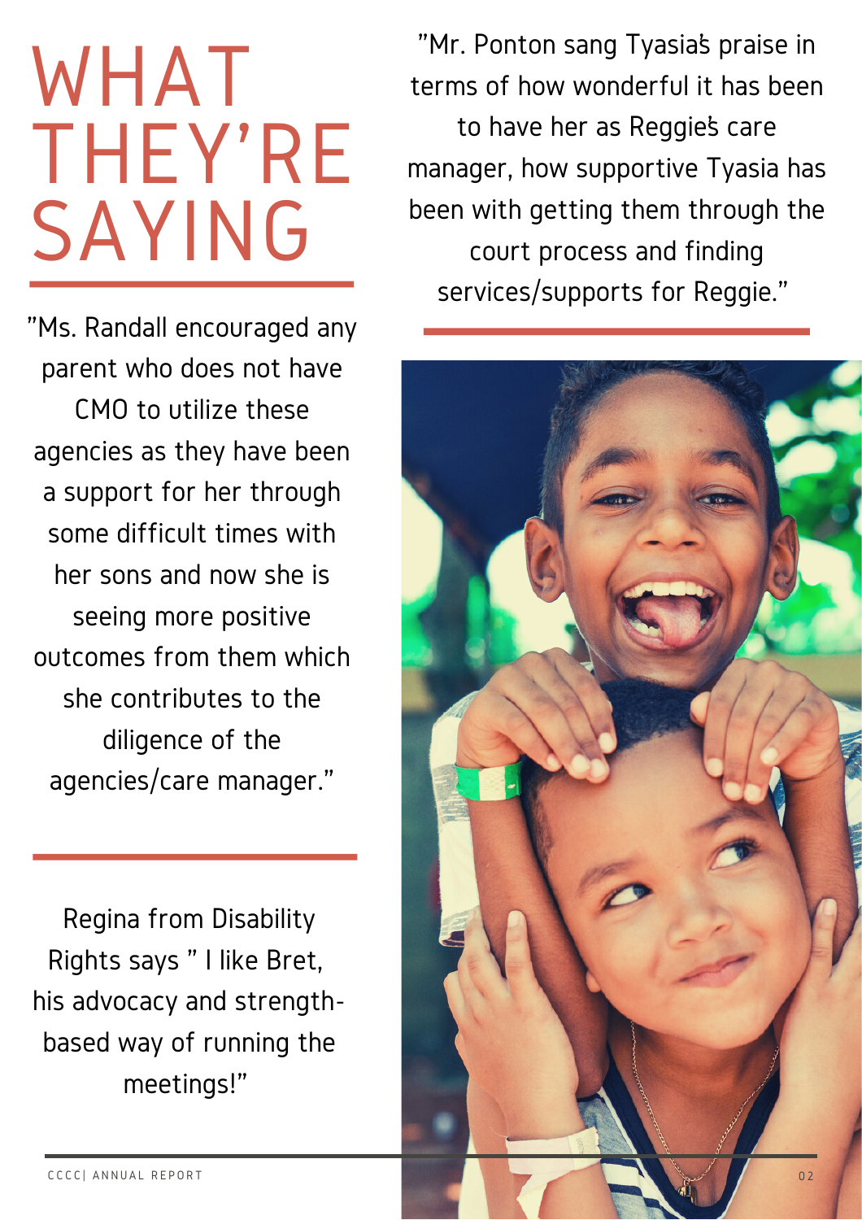# WHAT THEY'RE SAYING

"Ms. Randall encouraged any parent who does not have CMO to utilize these agencies as they have been a support for her through some difficult times with her sons and now she is seeing more positive outcomes from them which she contributes to the diligence of the agencies/care manager."

Regina from Disability Rights says " I like Bret, his advocacy and strength-based way of running the meetings!"

"Mr. Ponton sang Tyasia's praise in terms of how wonderful it has been to have her as Reggie's care manager, how supportive Tyasia has been with getting them through the court process and finding services/supports for Reggie."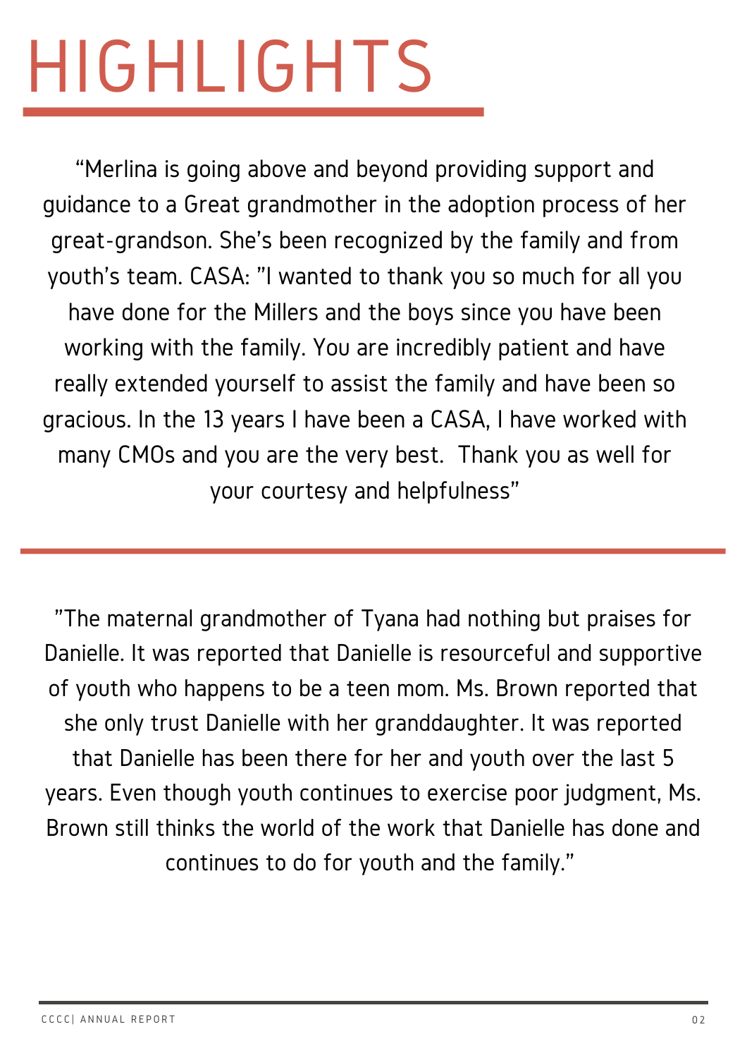# HIGHLIGHTS

"Merlina is going above and beyond providing support and guidance to a Great grandmother in the adoption process of her great-grandson. She's been recognized by the family and from youth's team. CASA: "I wanted to thank you so much for all you have done for the Millers and the boys since you have been working with the family. You are incredibly patient and have really extended yourself to assist the family and have been so gracious. In the 13 years I have been a CASA, I have worked with many CMOs and you are the very best. Thank you as well for your courtesy and helpfulness"

---

"The maternal grandmother of Tyana had nothing but praises for Danielle. It was reported that Danielle is resourceful and supportive of youth who happens to be a teen mom. Ms. Brown reported that she only trust Danielle with her granddaughter. It was reported that Danielle has been there for her and youth over the last 5 years. Even though youth continues to exercise poor judgment, Ms. Brown still thinks the world of the work that Danielle has done and continues to do for youth and the family."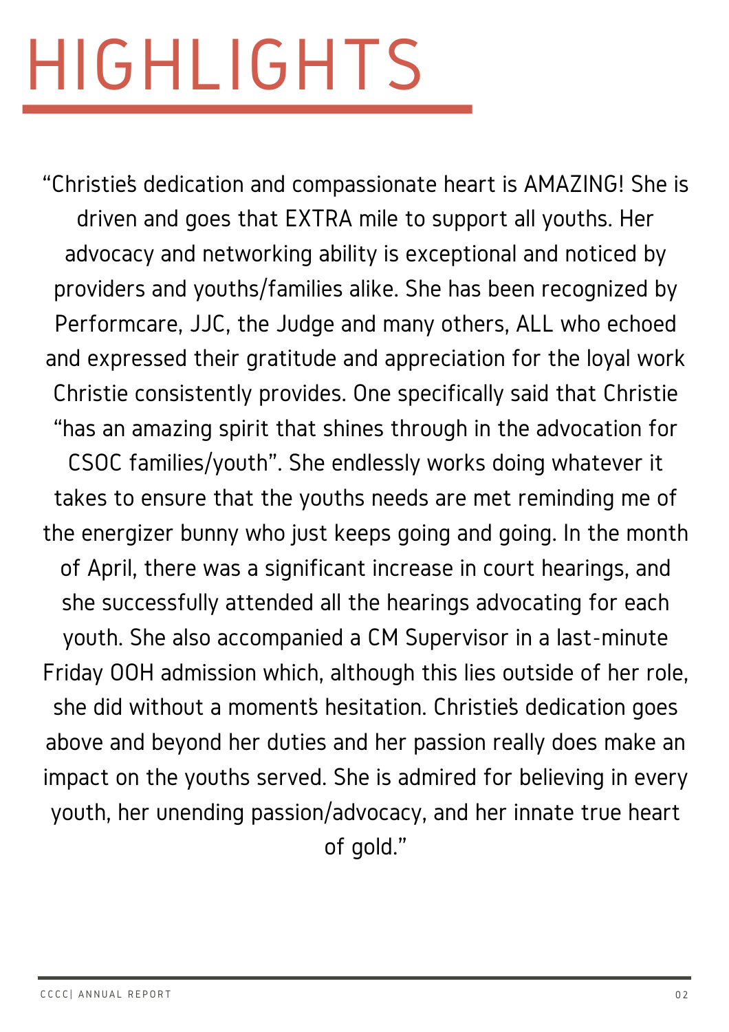# HIGHLIGHTS

"Christie's dedication and compassionate heart is AMAZING! She is driven and goes that EXTRA mile to support all youths. Her advocacy and networking ability is exceptional and noticed by providers and youths/families alike. She has been recognized by Performcare, JJC, the Judge and many others, ALL who echoed and expressed their gratitude and appreciation for the loyal work Christie consistently provides. One specifically said that Christie "has an amazing spirit that shines through in the advocation for CSOC families/youth". She endlessly works doing whatever it takes to ensure that the youths needs are met reminding me of the energizer bunny who just keeps going and going. In the month of April, there was a significant increase in court hearings, and she successfully attended all the hearings advocating for each youth. She also accompanied a CM Supervisor in a last-minute Friday OOH admission which, although this lies outside of her role, she did without a moment's hesitation. Christie's dedication goes above and beyond her duties and her passion really does make an impact on the youths served. She is admired for believing in every youth, her unending passion/advocacy, and her innate true heart of gold."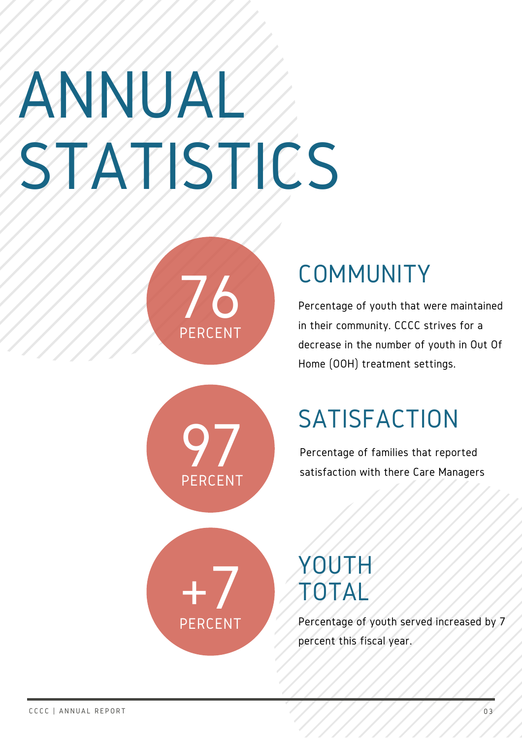# ANNUAL STATISTICS

76 PERCENT

## COMMUNITY

Percentage of youth that were maintained in their community. CCCC strives for a decrease in the number of youth in Out Of Home (OOH) treatment settings.

97 PERCENT

## SATISFACTION

Percentage of families that reported satisfaction with there Care Managers

+7 PERCENT

## YOUTH TOTAL

Percentage of youth served increased by 7 percent this fiscal year.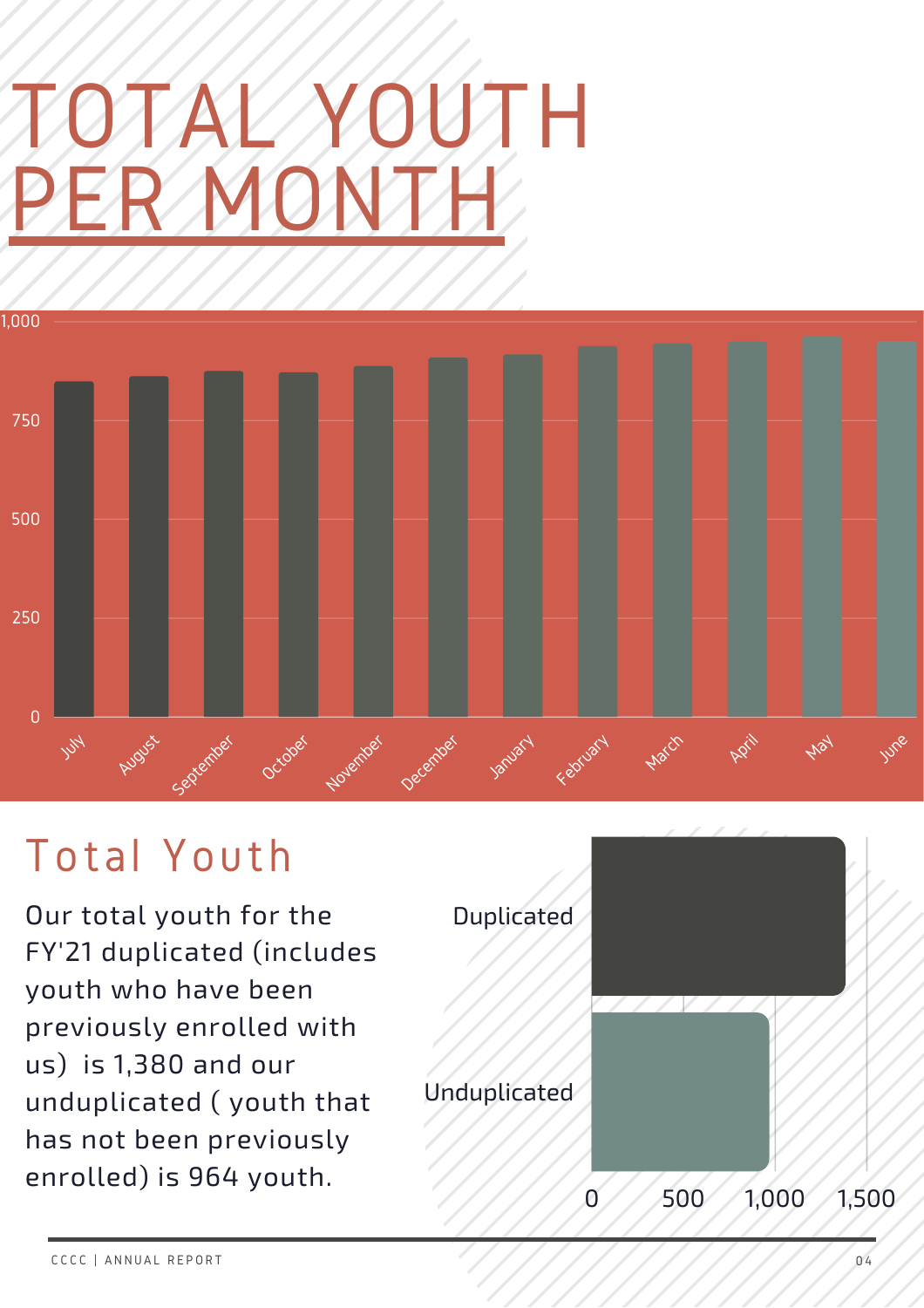# TOTAL YOUTH PER MONTH

## Total Youth

Our total youth for the FY'21 duplicated (includes youth who have been previously enrolled with us) is 1,380 and our unduplicated ( youth that has not been previously enrolled) is 964 youth.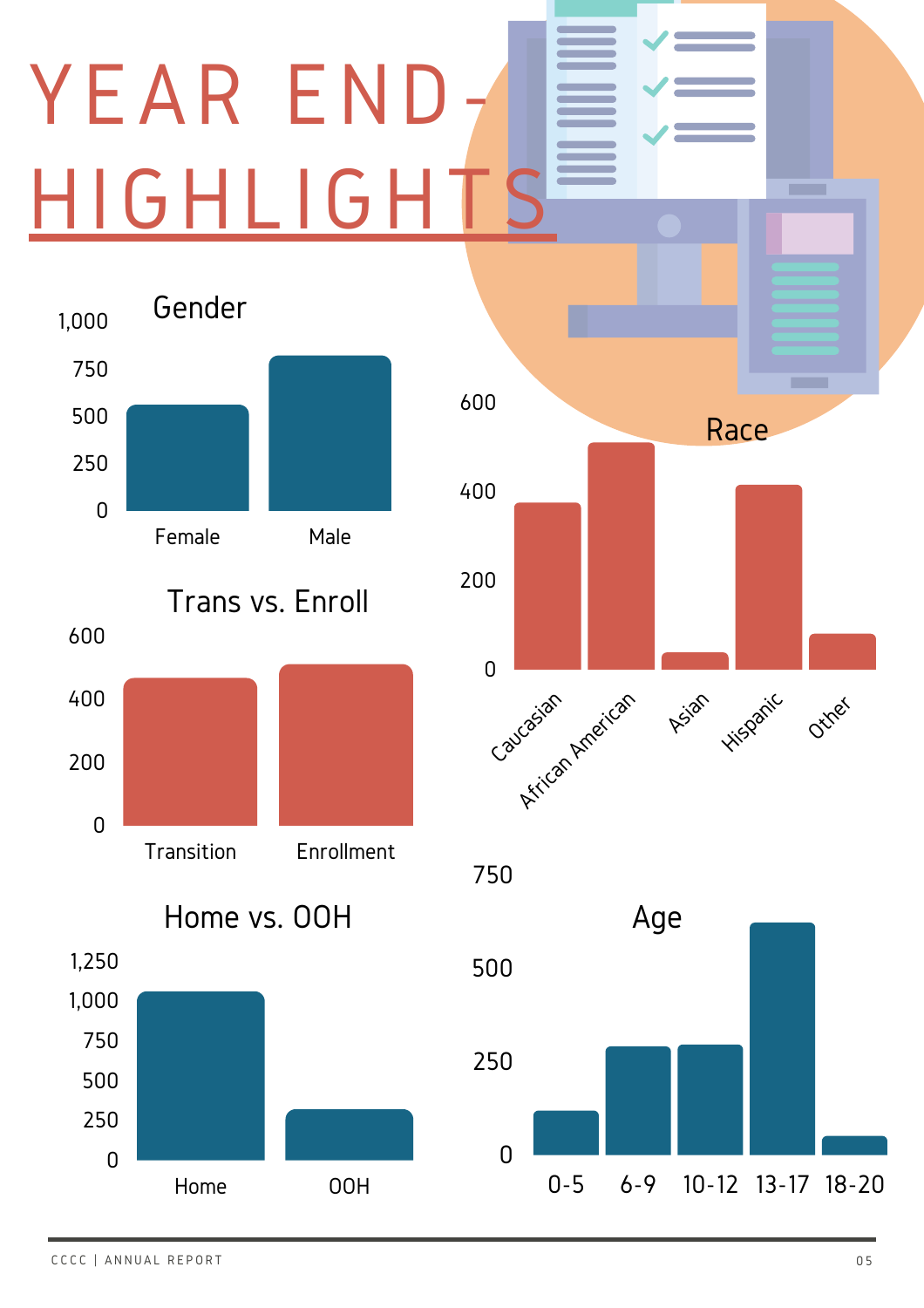# YEAR END-HIGHLIGHTS

## Gender

1,000
750
500
250
0

Female Male

## Race

600
400
200
0

Caucasian African American Asian Hispanic Other

## Trans vs. Enroll

600
400
200
0

Transition Enrollment

## Home vs. OOH

1,250
1,000
750
500
250
0

Home OOH

## Age

750
500
250
0

0-5 6-9 10-12 13-17 18-20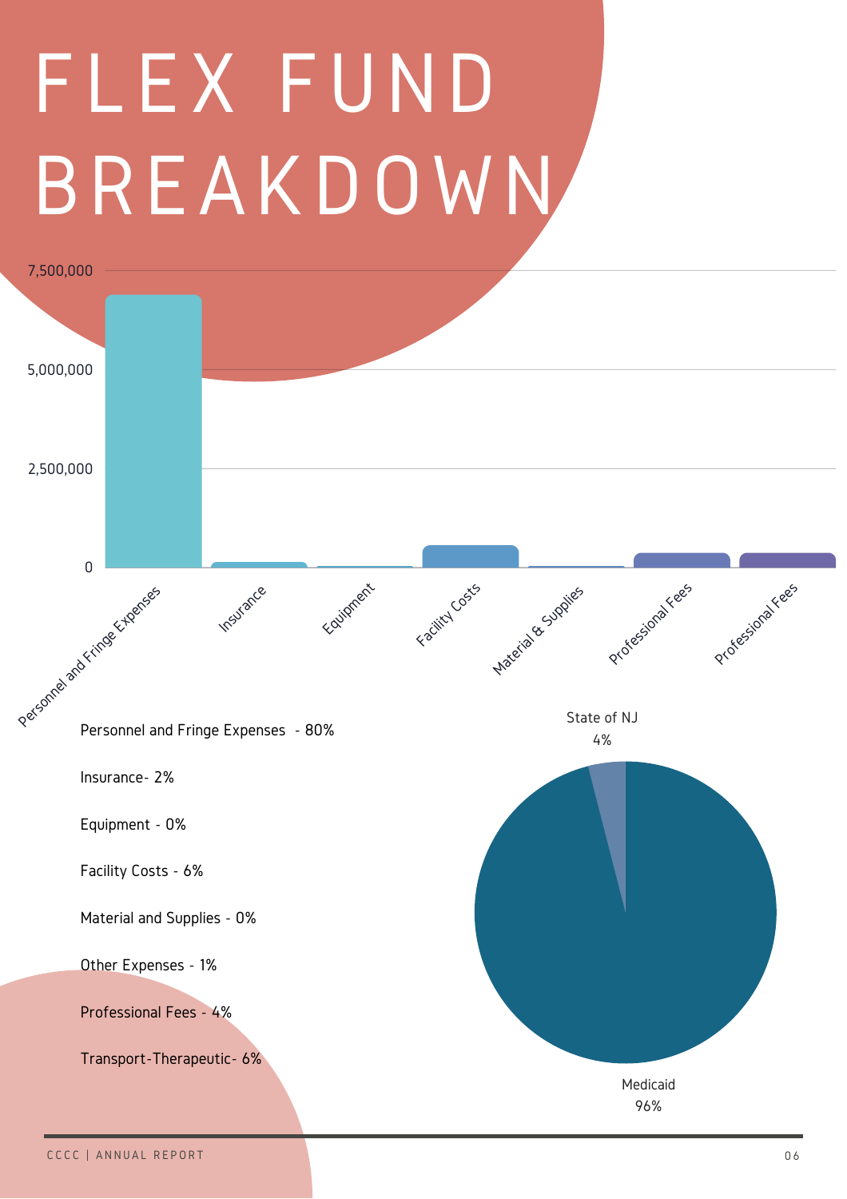# FLEX FUND BREAKDOWN

Personnel and Fringe Expenses - 80%

Insurance- 2%

Equipment - 0%

Facility Costs - 6%

Material and Supplies - 0%

Other Expenses - 1%

Professional Fees - 4%

Transport-Therapeutic- 6%

State of NJ 4%

Medicaid 96%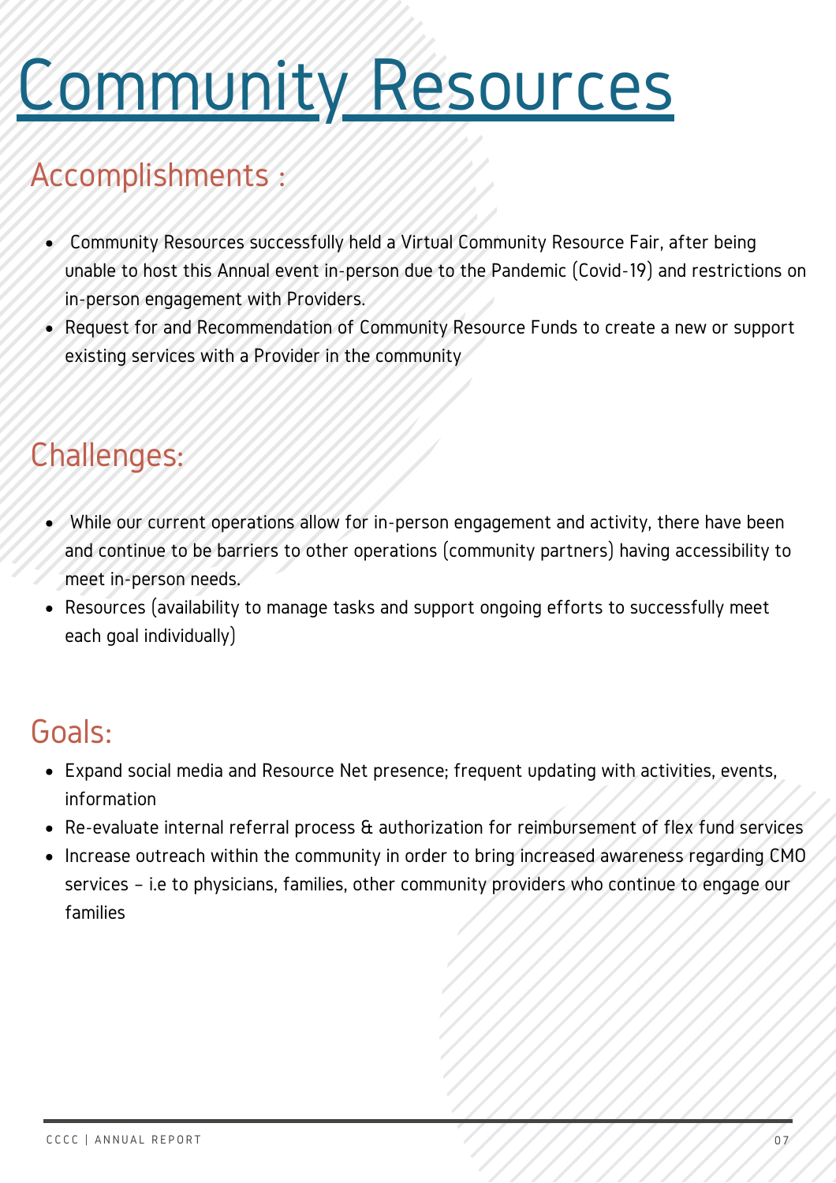# Community Resources

## Accomplishments :

- Community Resources successfully held a Virtual Community Resource Fair, after being unable to host this Annual event in-person due to the Pandemic (Covid-19) and restrictions on in-person engagement with Providers.
- Request for and Recommendation of Community Resource Funds to create a new or support existing services with a Provider in the community

## Challenges:

- While our current operations allow for in-person engagement and activity, there have been and continue to be barriers to other operations (community partners) having accessibility to meet in-person needs.
- Resources (availability to manage tasks and support ongoing efforts to successfully meet each goal individually)

## Goals:

- Expand social media and Resource Net presence; frequent updating with activities, events, information
- Re-evaluate internal referral process & authorization for reimbursement of flex fund services
- Increase outreach within the community in order to bring increased awareness regarding CMO services - i.e to physicians, families, other community providers who continue to engage our families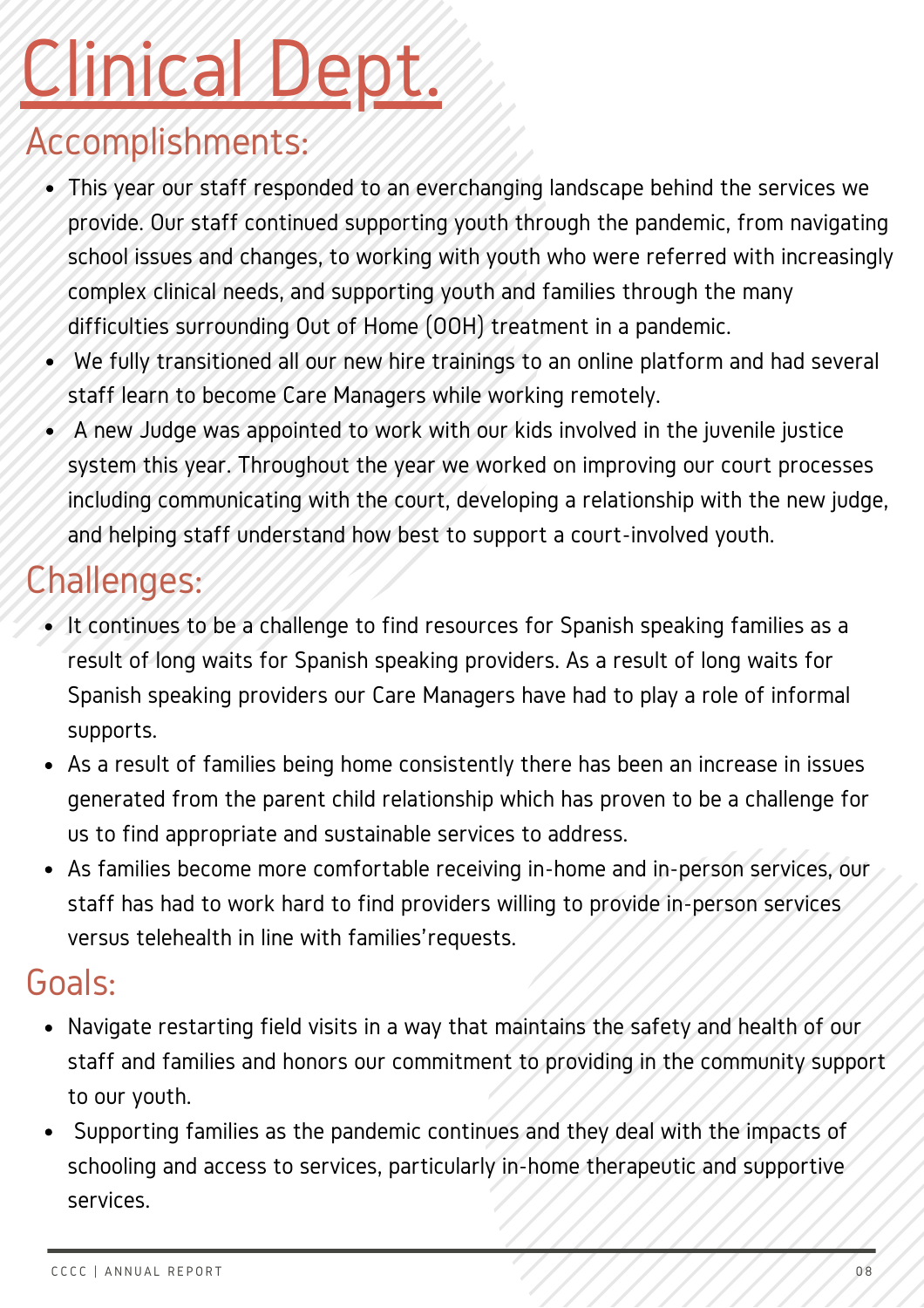# Clinical Dept.

## Accomplishments:

- This year our staff responded to an everchanging landscape behind the services we provide. Our staff continued supporting youth through the pandemic, from navigating school issues and changes, to working with youth who were referred with increasingly complex clinical needs, and supporting youth and families through the many difficulties surrounding Out of Home (OOH) treatment in a pandemic.
- We fully transitioned all our new hire trainings to an online platform and had several staff learn to become Care Managers while working remotely.
- A new Judge was appointed to work with our kids involved in the juvenile justice system this year. Throughout the year we worked on improving our court processes including communicating with the court, developing a relationship with the new judge, and helping staff understand how best to support a court-involved youth.

## Challenges:

- It continues to be a challenge to find resources for Spanish speaking families as a result of long waits for Spanish speaking providers. As a result of long waits for Spanish speaking providers our Care Managers have had to play a role of informal supports.
- As a result of families being home consistently there has been an increase in issues generated from the parent child relationship which has proven to be a challenge for us to find appropriate and sustainable services to address.
- As families become more comfortable receiving in-home and in-person services, our staff has had to work hard to find providers willing to provide in-person services versus telehealth in line with families'requests.

## Goals:

- Navigate restarting field visits in a way that maintains the safety and health of our staff and families and honors our commitment to providing in the community support to our youth.
- Supporting families as the pandemic continues and they deal with the impacts of schooling and access to services, particularly in-home therapeutic and supportive services.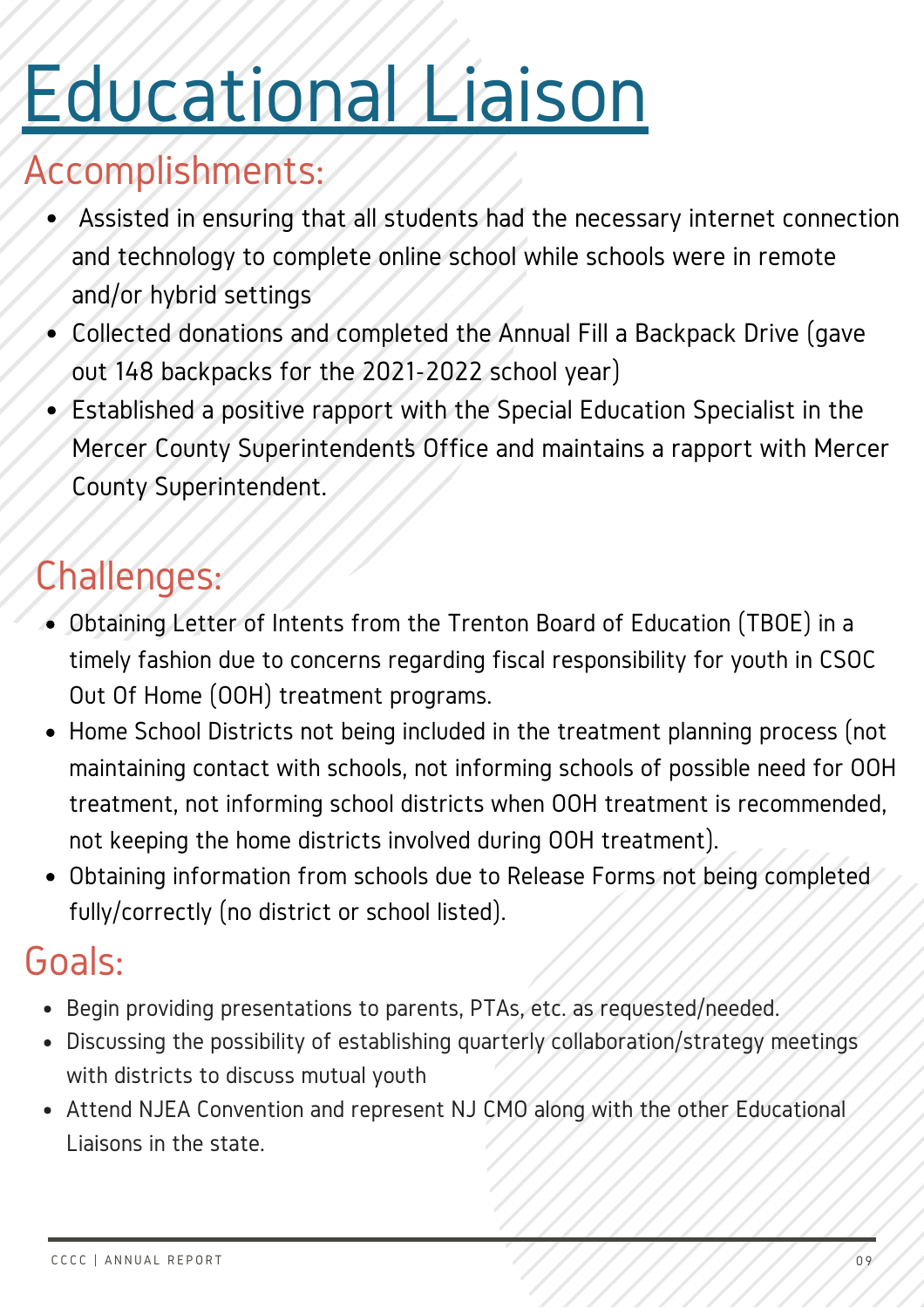# Educational Liaison

## Accomplishments:

- Assisted in ensuring that all students had the necessary internet connection and technology to complete online school while schools were in remote and/or hybrid settings
- Collected donations and completed the Annual Fill a Backpack Drive (gave out 148 backpacks for the 2021-2022 school year)
- Established a positive rapport with the Special Education Specialist in the Mercer County Superintendent's Office and maintains a rapport with Mercer County Superintendent.

## Challenges:

- Obtaining Letter of Intents from the Trenton Board of Education (TBOE) in a timely fashion due to concerns regarding fiscal responsibility for youth in CSOC Out Of Home (OOH) treatment programs.
- Home School Districts not being included in the treatment planning process (not maintaining contact with schools, not informing schools of possible need for OOH treatment, not informing school districts when OOH treatment is recommended, not keeping the home districts involved during OOH treatment).
- Obtaining information from schools due to Release Forms not being completed fully/correctly (no district or school listed).

## Goals:

- Begin providing presentations to parents, PTAs, etc. as requested/needed.
- Discussing the possibility of establishing quarterly collaboration/strategy meetings with districts to discuss mutual youth
- Attend NJEA Convention and represent NJ CMO along with the other Educational Liaisons in the state.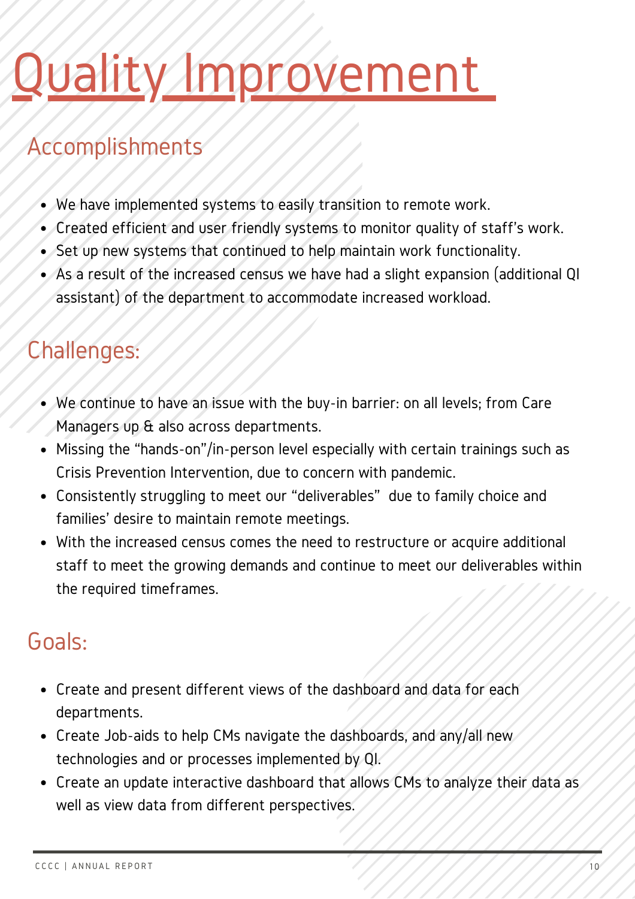# Quality Improvement

## Accomplishments

- We have implemented systems to easily transition to remote work.
- Created efficient and user friendly systems to monitor quality of staff's work.
- Set up new systems that continued to help maintain work functionality.
- As a result of the increased census we have had a slight expansion (additional QI assistant) of the department to accommodate increased workload.

## Challenges:

- We continue to have an issue with the buy-in barrier: on all levels; from Care Managers up & also across departments.
- Missing the "hands-on"/in-person level especially with certain trainings such as Crisis Prevention Intervention, due to concern with pandemic.
- Consistently struggling to meet our "deliverables" due to family choice and families' desire to maintain remote meetings.
- With the increased census comes the need to restructure or acquire additional staff to meet the growing demands and continue to meet our deliverables within the required timeframes.

## Goals:

- Create and present different views of the dashboard and data for each departments.
- Create Job-aids to help CMs navigate the dashboards, and any/all new technologies and or processes implemented by QI.
- Create an update interactive dashboard that allows CMs to analyze their data as well as view data from different perspectives.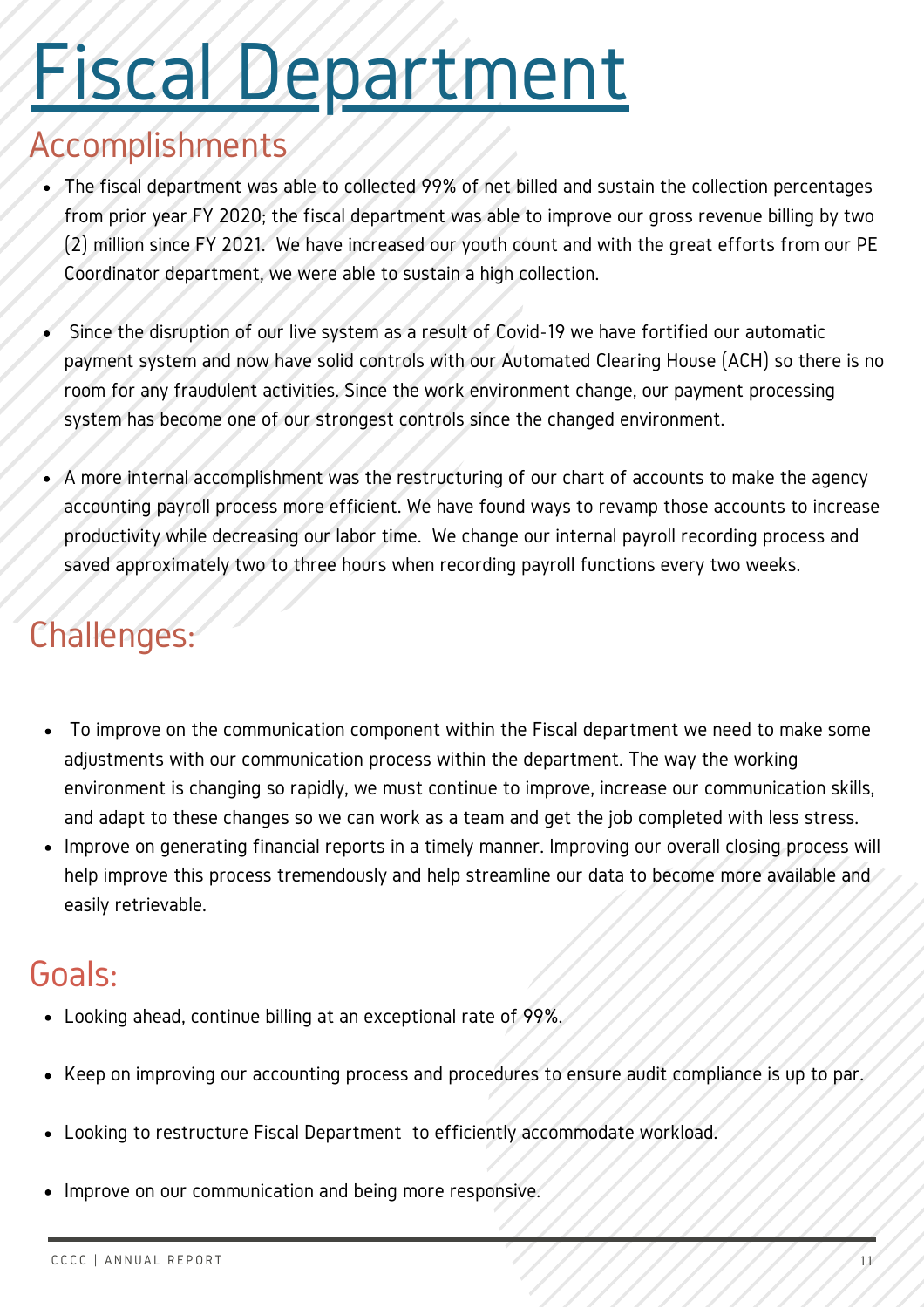# Fiscal Department

## Accomplishments

- The fiscal department was able to collected 99% of net billed and sustain the collection percentages from prior year FY 2020; the fiscal department was able to improve our gross revenue billing by two (2) million since FY 2021. We have increased our youth count and with the great efforts from our PE Coordinator department, we were able to sustain a high collection.

- Since the disruption of our live system as a result of Covid-19 we have fortified our automatic payment system and now have solid controls with our Automated Clearing House (ACH) so there is no room for any fraudulent activities. Since the work environment change, our payment processing system has become one of our strongest controls since the changed environment.

- A more internal accomplishment was the restructuring of our chart of accounts to make the agency accounting payroll process more efficient. We have found ways to revamp those accounts to increase productivity while decreasing our labor time. We change our internal payroll recording process and saved approximately two to three hours when recording payroll functions every two weeks.

## Challenges:

- To improve on the communication component within the Fiscal department we need to make some adjustments with our communication process within the department. The way the working environment is changing so rapidly, we must continue to improve, increase our communication skills, and adapt to these changes so we can work as a team and get the job completed with less stress.
- Improve on generating financial reports in a timely manner. Improving our overall closing process will help improve this process tremendously and help streamline our data to become more available and easily retrievable.

## Goals:

- Looking ahead, continue billing at an exceptional rate of 99%.

- Keep on improving our accounting process and procedures to ensure audit compliance is up to par.

- Looking to restructure Fiscal Department to efficiently accommodate workload.

- Improve on our communication and being more responsive.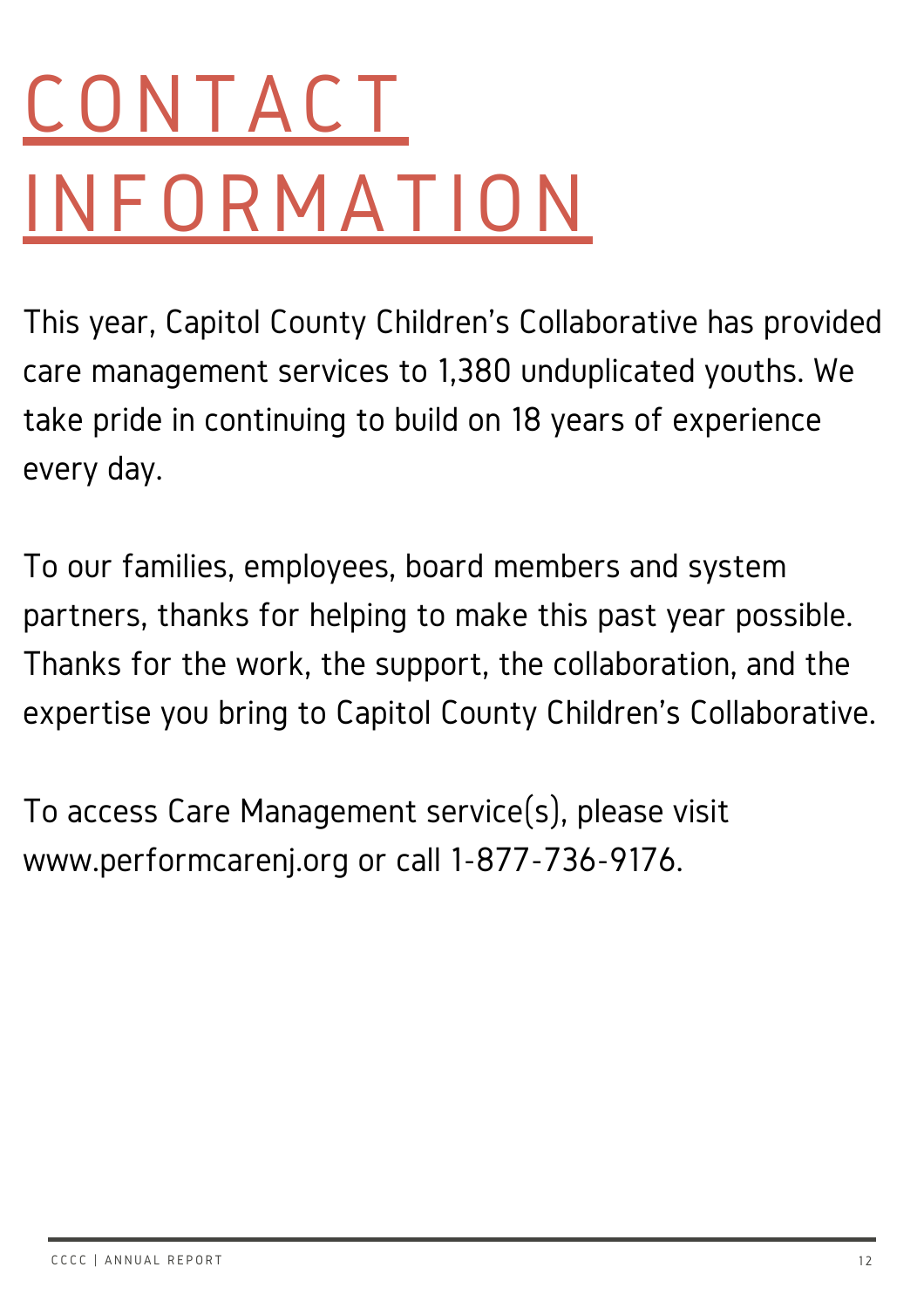# CONTACT INFORMATION

This year, Capitol County Children's Collaborative has provided care management services to 1,380 unduplicated youths. We take pride in continuing to build on 18 years of experience every day.

To our families, employees, board members and system partners, thanks for helping to make this past year possible. Thanks for the work, the support, the collaboration, and the expertise you bring to Capitol County Children's Collaborative.

To access Care Management service(s), please visit www.performcarenj.org or call 1-877-736-9176.